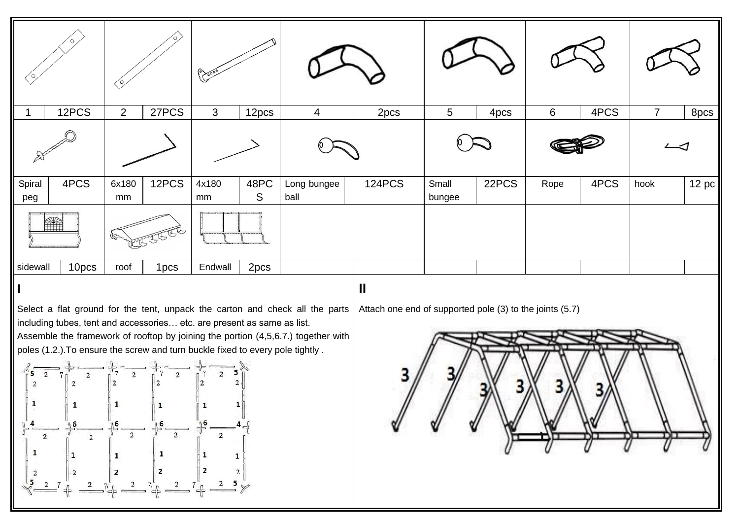| 1 | 12PCS | 2 | 27PCS | 3 | 12pcs | 4 | 2pcs | 5 | 4pcs | 6 | 4PCS | 7 | 8pcs |
|---|---|---|---|---|---|---|---|---|---|---|---|---|---|
| Spiral peg | 4PCS | 6x180 mm | 12PCS | 4x180 mm | 48PCS | Long bungee ball | 124PCS | Small bungee | 22PCS | Rope | 4PCS | hook | 12 pc |
| sidewall | 10pcs | roof | 1pcs | Endwall | 2pcs | | | | | | | | |

**I**

Select a flat ground for the tent, unpack the carton and check all the parts including tubes, tent and accessories… etc. are present as same as list.

Assemble the framework of rooftop by joining the portion (4,5,6.7.) together with poles (1.2.).To ensure the screw and turn buckle fixed to every pole tightly .

**II**

Attach one end of supported pole (3) to the joints (5.7)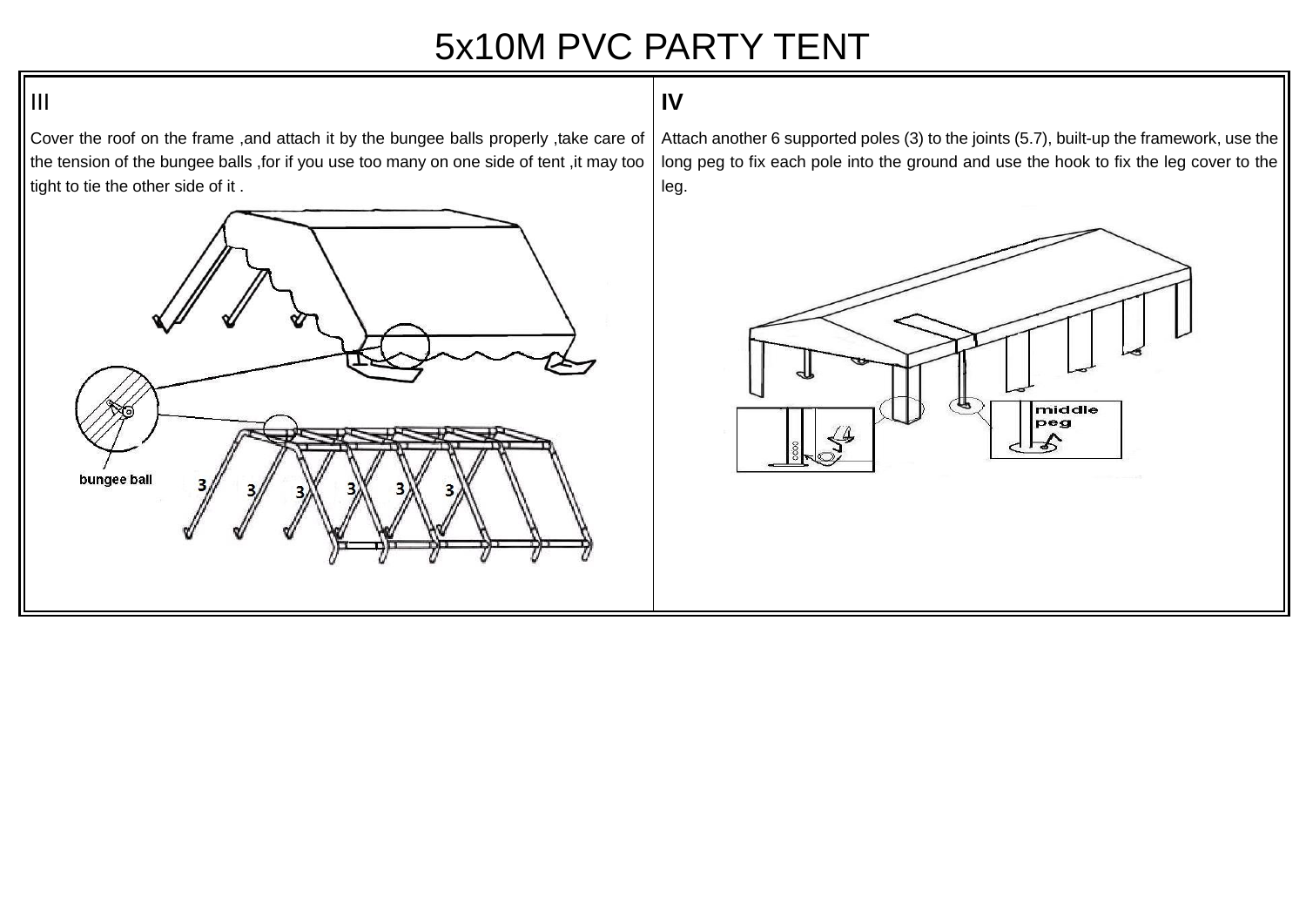# 5x10M PVC PARTY TENT

## III

Cover the roof on the frame ,and attach it by the bungee balls properly ,take care of the tension of the bungee balls ,for if you use too many on one side of tent ,it may too tight to tie the other side of it .

bungee ball

3 3 3 3 3 3

## IV

Attach another 6 supported poles (3) to the joints (5.7), built-up the framework, use the long peg to fix each pole into the ground and use the hook to fix the leg cover to the leg.

middle peg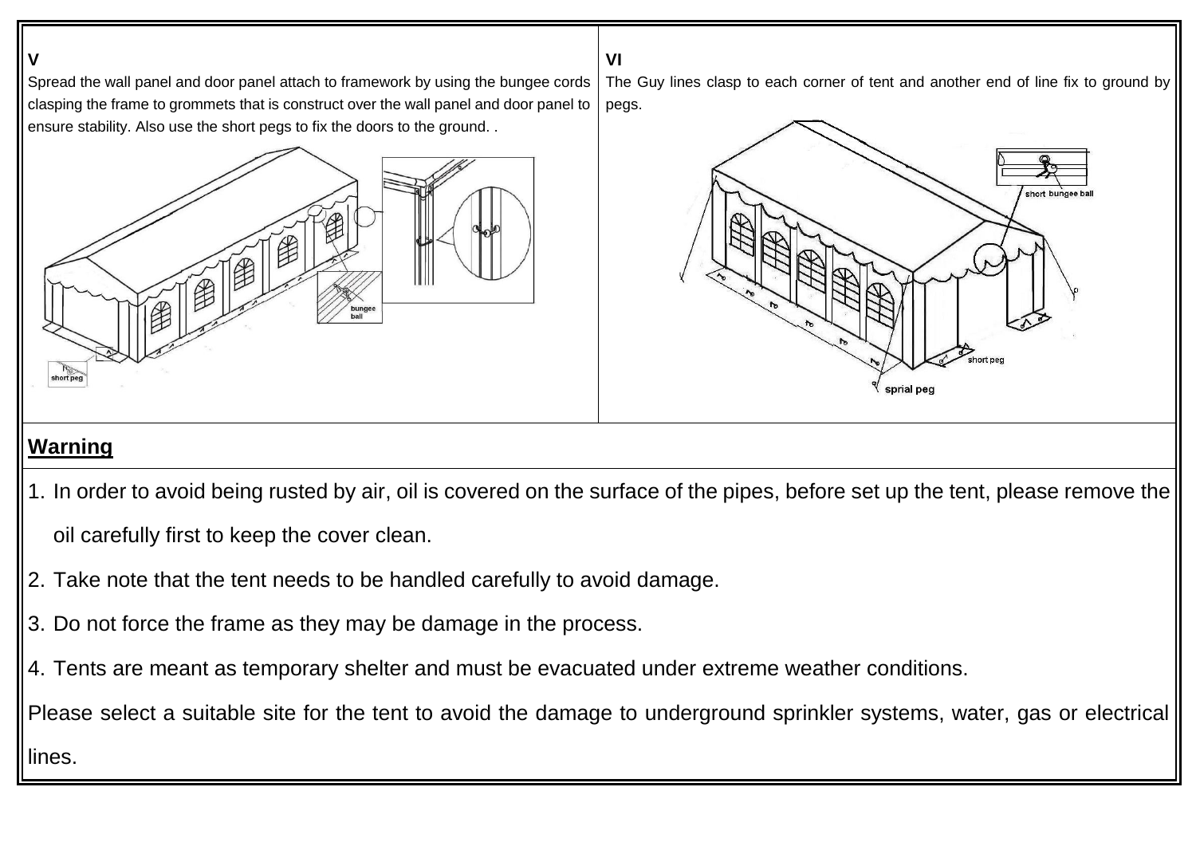**V**

Spread the wall panel and door panel attach to framework by using the bungee cords clasping the frame to grommets that is construct over the wall panel and door panel to ensure stability. Also use the short pegs to fix the doors to the ground. .

bungee ball

short peg

**VI**

The Guy lines clasp to each corner of tent and another end of line fix to ground by pegs.

short bungee ball

short peg

sprial peg

## Warning

1. In order to avoid being rusted by air, oil is covered on the surface of the pipes, before set up the tent, please remove the oil carefully first to keep the cover clean.
2. Take note that the tent needs to be handled carefully to avoid damage.
3. Do not force the frame as they may be damage in the process.
4. Tents are meant as temporary shelter and must be evacuated under extreme weather conditions.

Please select a suitable site for the tent to avoid the damage to underground sprinkler systems, water, gas or electrical lines.